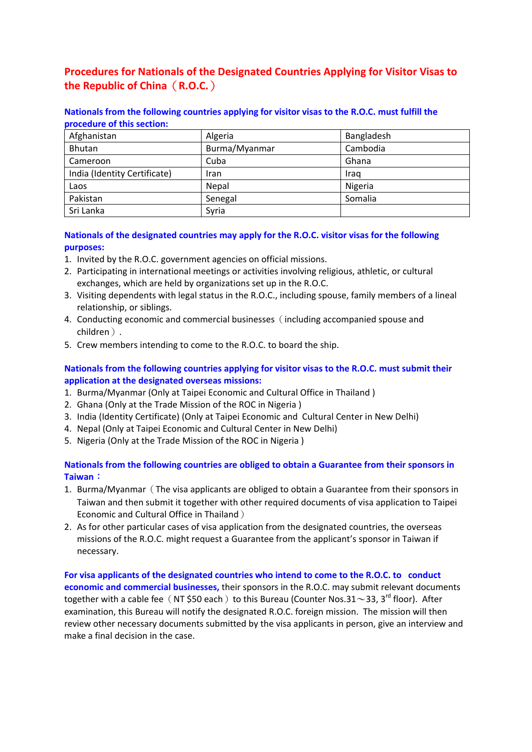# Procedures for Nationals of the Designated Countries Applying for Visitor Visas to the Republic of China（R.O.C.）

**Nationals from the following countries applying for visitor visas to the R.O.C. must fulfill the procedure of this section:**

| | | |
|---|---|---|
| Afghanistan | Algeria | Bangladesh |
| Bhutan | Burma/Myanmar | Cambodia |
| Cameroon | Cuba | Ghana |
| India (Identity Certificate) | Iran | Iraq |
| Laos | Nepal | Nigeria |
| Pakistan | Senegal | Somalia |
| Sri Lanka | Syria | |

**Nationals of the designated countries may apply for the R.O.C. visitor visas for the following purposes:**

1. Invited by the R.O.C. government agencies on official missions.
2. Participating in international meetings or activities involving religious, athletic, or cultural exchanges, which are held by organizations set up in the R.O.C.
3. Visiting dependents with legal status in the R.O.C., including spouse, family members of a lineal relationship, or siblings.
4. Conducting economic and commercial businesses（including accompanied spouse and children）.
5. Crew members intending to come to the R.O.C. to board the ship.

**Nationals from the following countries applying for visitor visas to the R.O.C. must submit their application at the designated overseas missions:**

1. Burma/Myanmar (Only at Taipei Economic and Cultural Office in Thailand )
2. Ghana (Only at the Trade Mission of the ROC in Nigeria )
3. India (Identity Certificate) (Only at Taipei Economic and Cultural Center in New Delhi)
4. Nepal (Only at Taipei Economic and Cultural Center in New Delhi)
5. Nigeria (Only at the Trade Mission of the ROC in Nigeria )

**Nationals from the following countries are obliged to obtain a Guarantee from their sponsors in Taiwan：**

1. Burma/Myanmar（The visa applicants are obliged to obtain a Guarantee from their sponsors in Taiwan and then submit it together with other required documents of visa application to Taipei Economic and Cultural Office in Thailand）
2. As for other particular cases of visa application from the designated countries, the overseas missions of the R.O.C. might request a Guarantee from the applicant's sponsor in Taiwan if necessary.

**For visa applicants of the designated countries who intend to come to the R.O.C. to conduct economic and commercial businesses,** their sponsors in the R.O.C. may submit relevant documents together with a cable fee（NT $50 each）to this Bureau (Counter Nos.31～33, 3rd floor). After examination, this Bureau will notify the designated R.O.C. foreign mission. The mission will then review other necessary documents submitted by the visa applicants in person, give an interview and make a final decision in the case.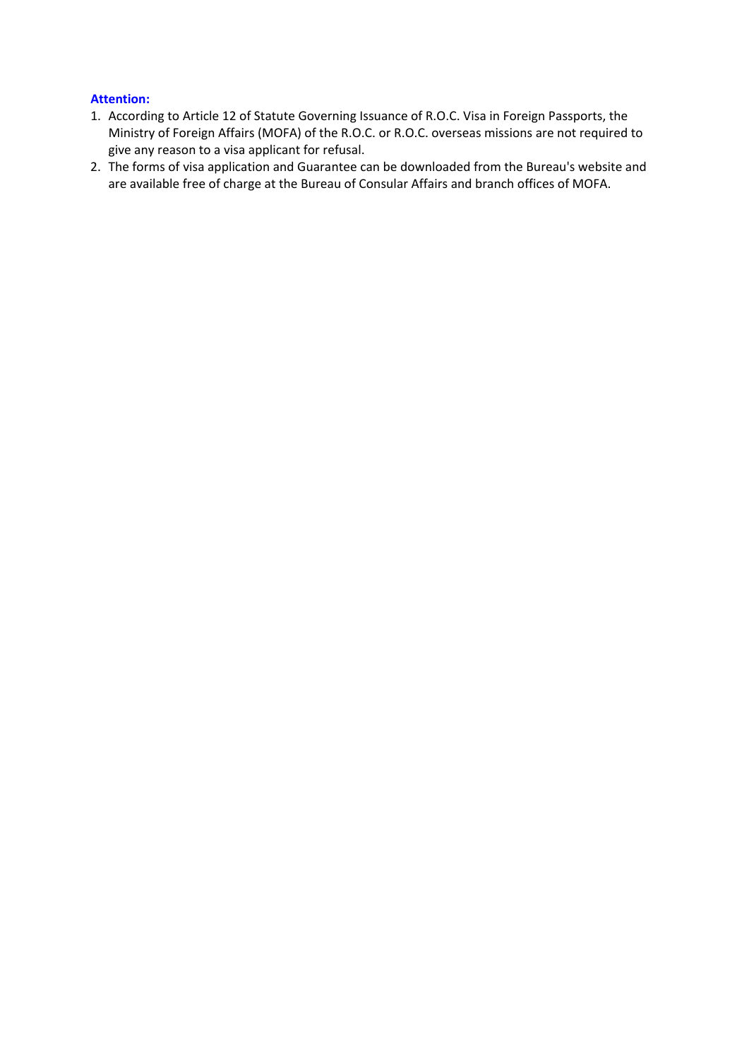**Attention:**

1. According to Article 12 of Statute Governing Issuance of R.O.C. Visa in Foreign Passports, the Ministry of Foreign Affairs (MOFA) of the R.O.C. or R.O.C. overseas missions are not required to give any reason to a visa applicant for refusal.
2. The forms of visa application and Guarantee can be downloaded from the Bureau's website and are available free of charge at the Bureau of Consular Affairs and branch offices of MOFA.